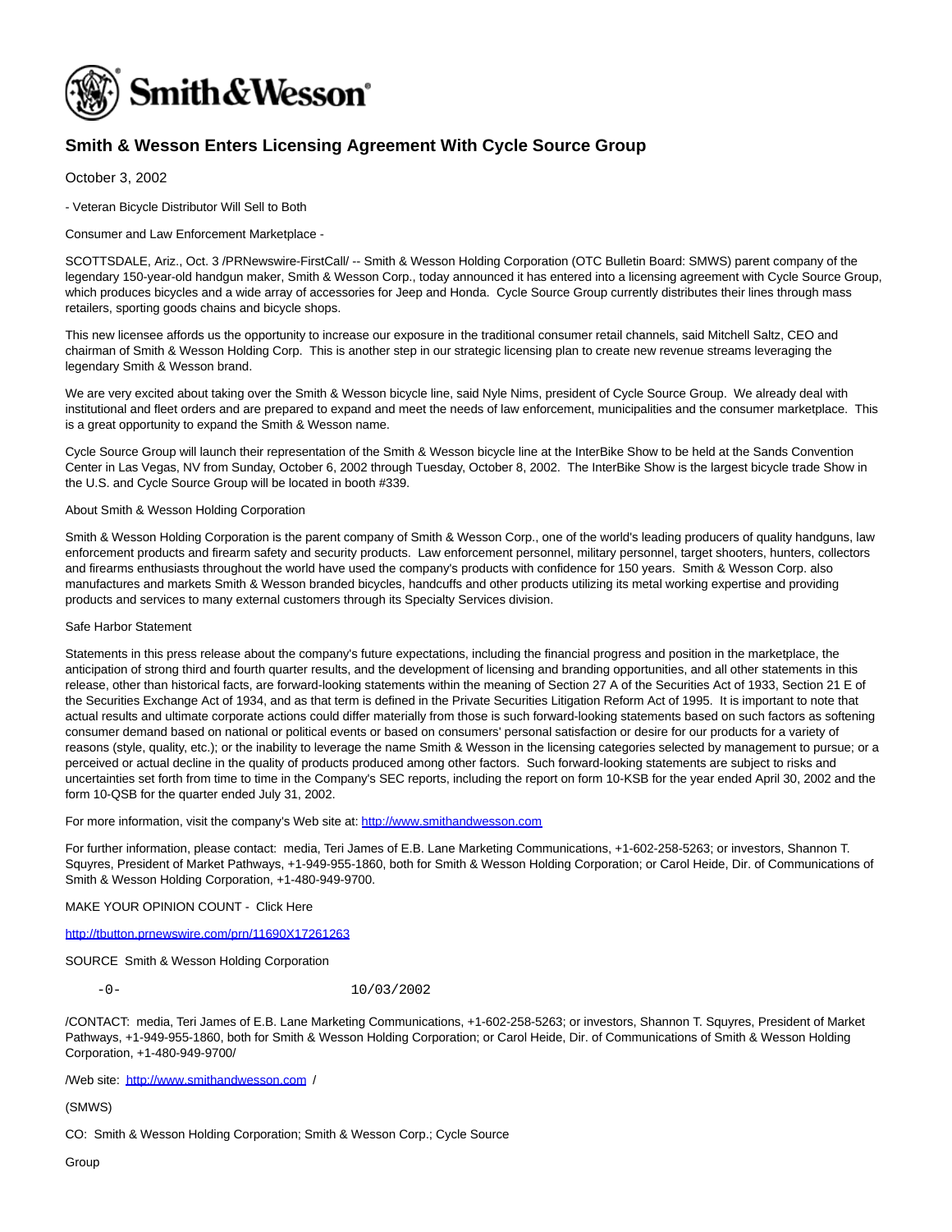# Smith & Wesson Enters Licensing Agreement With Cycle Source Group

October 3, 2002

- Veteran Bicycle Distributor Will Sell to Both

Consumer and Law Enforcement Marketplace -

SCOTTSDALE, Ariz., Oct. 3 /PRNewswire-FirstCall/ -- Smith & Wesson Holding Corporation (OTC Bulletin Board: SMWS) parent company of the legendary 150-year-old handgun maker, Smith & Wesson Corp., today announced it has entered into a licensing agreement with Cycle Source Group, which produces bicycles and a wide array of accessories for Jeep and Honda. Cycle Source Group currently distributes their lines through mass retailers, sporting goods chains and bicycle shops.

This new licensee affords us the opportunity to increase our exposure in the traditional consumer retail channels, said Mitchell Saltz, CEO and chairman of Smith & Wesson Holding Corp. This is another step in our strategic licensing plan to create new revenue streams leveraging the legendary Smith & Wesson brand.

We are very excited about taking over the Smith & Wesson bicycle line, said Nyle Nims, president of Cycle Source Group. We already deal with institutional and fleet orders and are prepared to expand and meet the needs of law enforcement, municipalities and the consumer marketplace. This is a great opportunity to expand the Smith & Wesson name.

Cycle Source Group will launch their representation of the Smith & Wesson bicycle line at the InterBike Show to be held at the Sands Convention Center in Las Vegas, NV from Sunday, October 6, 2002 through Tuesday, October 8, 2002. The InterBike Show is the largest bicycle trade Show in the U.S. and Cycle Source Group will be located in booth #339.

About Smith & Wesson Holding Corporation

Smith & Wesson Holding Corporation is the parent company of Smith & Wesson Corp., one of the world's leading producers of quality handguns, law enforcement products and firearm safety and security products. Law enforcement personnel, military personnel, target shooters, hunters, collectors and firearms enthusiasts throughout the world have used the company's products with confidence for 150 years. Smith & Wesson Corp. also manufactures and markets Smith & Wesson branded bicycles, handcuffs and other products utilizing its metal working expertise and providing products and services to many external customers through its Specialty Services division.

Safe Harbor Statement

Statements in this press release about the company's future expectations, including the financial progress and position in the marketplace, the anticipation of strong third and fourth quarter results, and the development of licensing and branding opportunities, and all other statements in this release, other than historical facts, are forward-looking statements within the meaning of Section 27 A of the Securities Act of 1933, Section 21 E of the Securities Exchange Act of 1934, and as that term is defined in the Private Securities Litigation Reform Act of 1995. It is important to note that actual results and ultimate corporate actions could differ materially from those is such forward-looking statements based on such factors as softening consumer demand based on national or political events or based on consumers' personal satisfaction or desire for our products for a variety of reasons (style, quality, etc.); or the inability to leverage the name Smith & Wesson in the licensing categories selected by management to pursue; or a perceived or actual decline in the quality of products produced among other factors. Such forward-looking statements are subject to risks and uncertainties set forth from time to time in the Company's SEC reports, including the report on form 10-KSB for the year ended April 30, 2002 and the form 10-QSB for the quarter ended July 31, 2002.

For more information, visit the company's Web site at: http://www.smithandwesson.com

For further information, please contact: media, Teri James of E.B. Lane Marketing Communications, +1-602-258-5263; or investors, Shannon T. Squyres, President of Market Pathways, +1-949-955-1860, both for Smith & Wesson Holding Corporation; or Carol Heide, Dir. of Communications of Smith & Wesson Holding Corporation, +1-480-949-9700.

MAKE YOUR OPINION COUNT - Click Here

http://tbutton.prnewswire.com/prn/11690X17261263

SOURCE Smith & Wesson Holding Corporation

-0- 10/03/2002

/CONTACT: media, Teri James of E.B. Lane Marketing Communications, +1-602-258-5263; or investors, Shannon T. Squyres, President of Market Pathways, +1-949-955-1860, both for Smith & Wesson Holding Corporation; or Carol Heide, Dir. of Communications of Smith & Wesson Holding Corporation, +1-480-949-9700/

/Web site: http://www.smithandwesson.com /

(SMWS)

CO: Smith & Wesson Holding Corporation; Smith & Wesson Corp.; Cycle Source

Group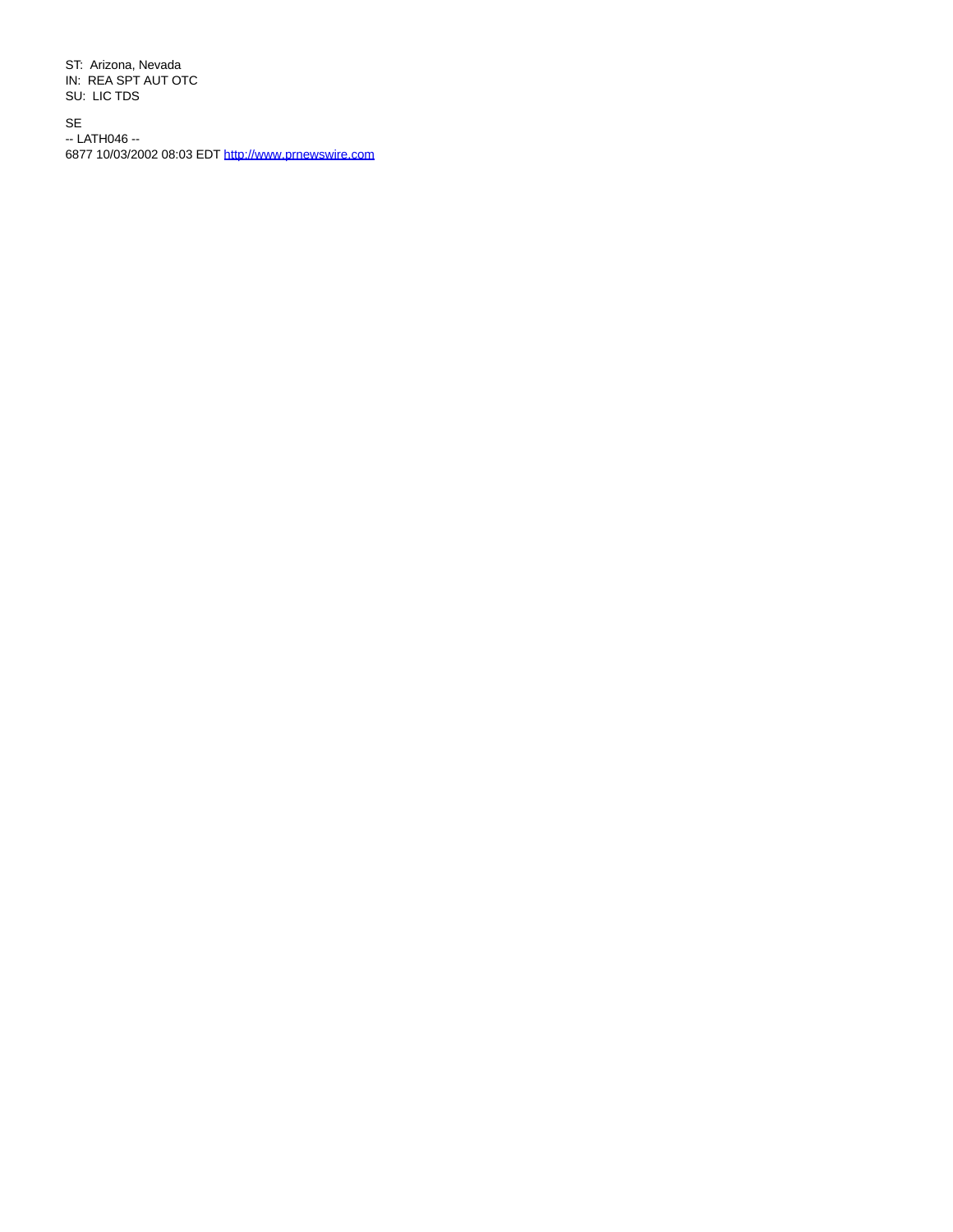ST: Arizona, Nevada
IN: REA SPT AUT OTC
SU: LIC TDS

SE
-- LATH046 --
6877 10/03/2002 08:03 EDT http://www.prnewswire.com